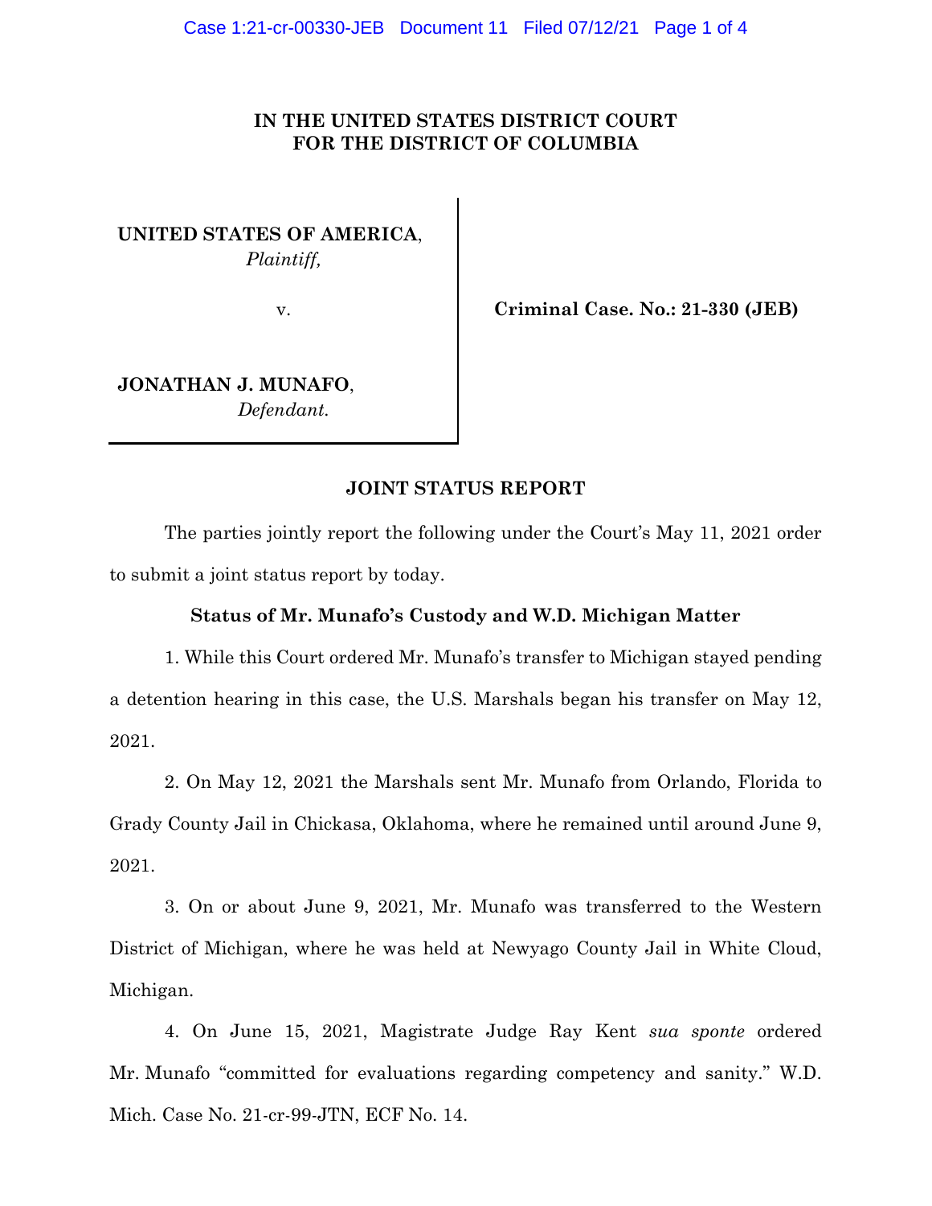**IN THE UNITED STATES DISTRICT COURT**
**FOR THE DISTRICT OF COLUMBIA**

| | |
|---|---|
| **UNITED STATES OF AMERICA**, *Plaintiff,* v. **JONATHAN J. MUNAFO**, *Defendant.* | **Criminal Case. No.: 21-330 (JEB)** |

## JOINT STATUS REPORT

The parties jointly report the following under the Court's May 11, 2021 order to submit a joint status report by today.

### Status of Mr. Munafo's Custody and W.D. Michigan Matter

1. While this Court ordered Mr. Munafo's transfer to Michigan stayed pending a detention hearing in this case, the U.S. Marshals began his transfer on May 12, 2021.

2. On May 12, 2021 the Marshals sent Mr. Munafo from Orlando, Florida to Grady County Jail in Chickasa, Oklahoma, where he remained until around June 9, 2021.

3. On or about June 9, 2021, Mr. Munafo was transferred to the Western District of Michigan, where he was held at Newyago County Jail in White Cloud, Michigan.

4. On June 15, 2021, Magistrate Judge Ray Kent *sua sponte* ordered Mr. Munafo "committed for evaluations regarding competency and sanity." W.D. Mich. Case No. 21-cr-99-JTN, ECF No. 14.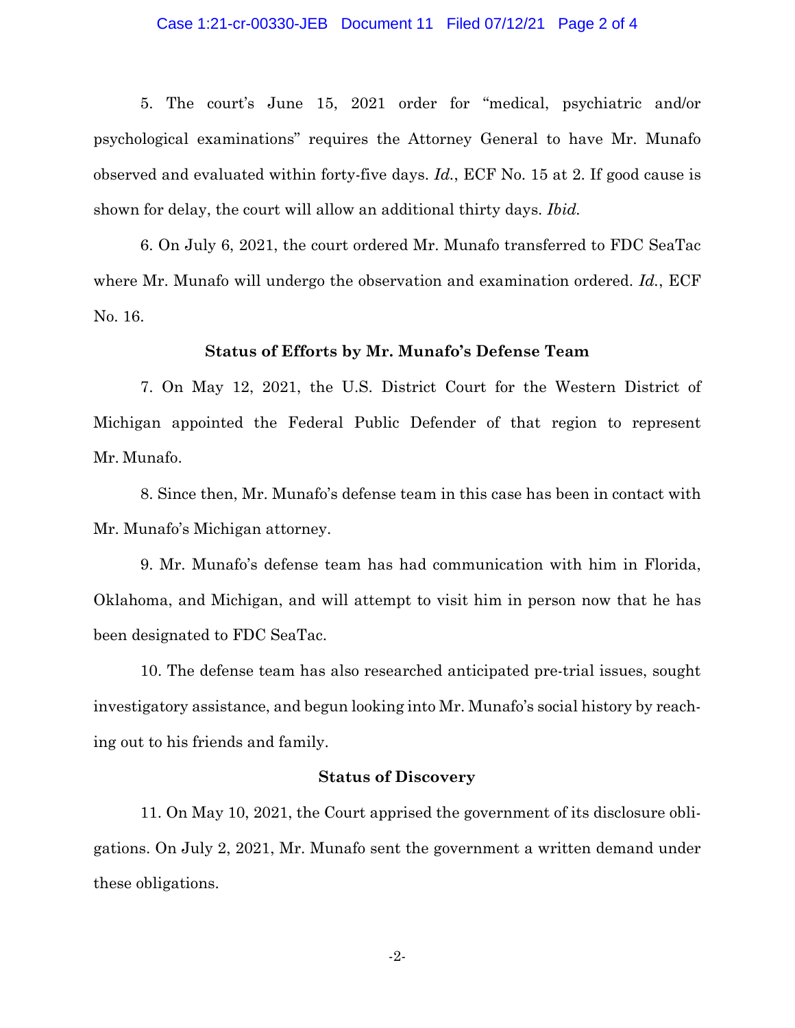5. The court's June 15, 2021 order for "medical, psychiatric and/or psychological examinations" requires the Attorney General to have Mr. Munafo observed and evaluated within forty-five days. *Id.*, ECF No. 15 at 2. If good cause is shown for delay, the court will allow an additional thirty days. *Ibid.*

6. On July 6, 2021, the court ordered Mr. Munafo transferred to FDC SeaTac where Mr. Munafo will undergo the observation and examination ordered. *Id.*, ECF No. 16.

**Status of Efforts by Mr. Munafo's Defense Team**

7. On May 12, 2021, the U.S. District Court for the Western District of Michigan appointed the Federal Public Defender of that region to represent Mr. Munafo.

8. Since then, Mr. Munafo's defense team in this case has been in contact with Mr. Munafo's Michigan attorney.

9. Mr. Munafo's defense team has had communication with him in Florida, Oklahoma, and Michigan, and will attempt to visit him in person now that he has been designated to FDC SeaTac.

10. The defense team has also researched anticipated pre-trial issues, sought investigatory assistance, and begun looking into Mr. Munafo's social history by reaching out to his friends and family.

**Status of Discovery**

11. On May 10, 2021, the Court apprised the government of its disclosure obligations. On July 2, 2021, Mr. Munafo sent the government a written demand under these obligations.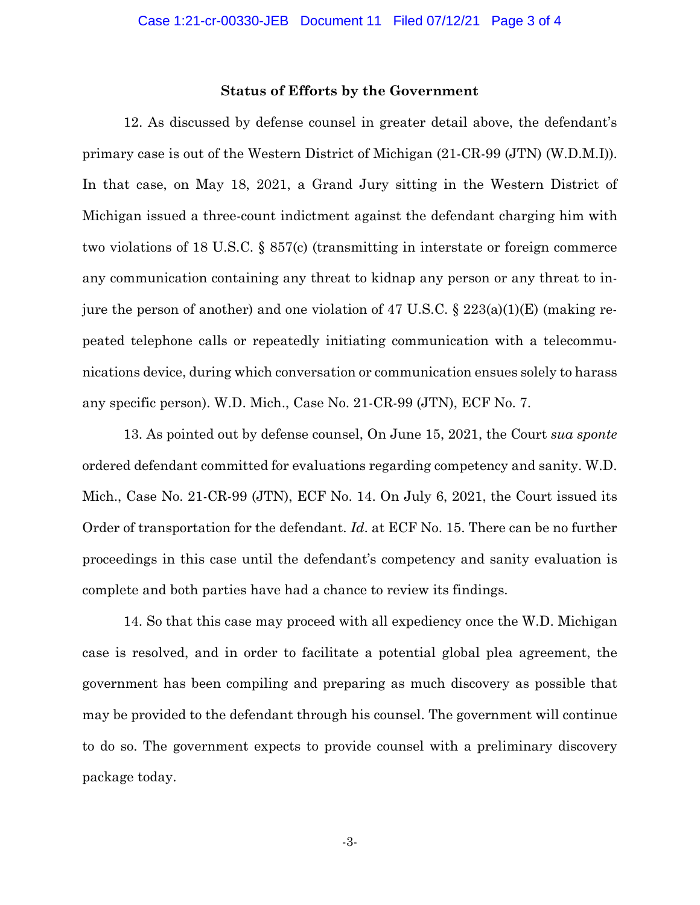**Status of Efforts by the Government**

12. As discussed by defense counsel in greater detail above, the defendant's primary case is out of the Western District of Michigan (21-CR-99 (JTN) (W.D.M.I)). In that case, on May 18, 2021, a Grand Jury sitting in the Western District of Michigan issued a three-count indictment against the defendant charging him with two violations of 18 U.S.C. § 857(c) (transmitting in interstate or foreign commerce any communication containing any threat to kidnap any person or any threat to injure the person of another) and one violation of 47 U.S.C. § 223(a)(1)(E) (making repeated telephone calls or repeatedly initiating communication with a telecommunications device, during which conversation or communication ensues solely to harass any specific person). W.D. Mich., Case No. 21-CR-99 (JTN), ECF No. 7.

13. As pointed out by defense counsel, On June 15, 2021, the Court *sua sponte* ordered defendant committed for evaluations regarding competency and sanity. W.D. Mich., Case No. 21-CR-99 (JTN), ECF No. 14. On July 6, 2021, the Court issued its Order of transportation for the defendant. *Id*. at ECF No. 15. There can be no further proceedings in this case until the defendant's competency and sanity evaluation is complete and both parties have had a chance to review its findings.

14. So that this case may proceed with all expediency once the W.D. Michigan case is resolved, and in order to facilitate a potential global plea agreement, the government has been compiling and preparing as much discovery as possible that may be provided to the defendant through his counsel. The government will continue to do so. The government expects to provide counsel with a preliminary discovery package today.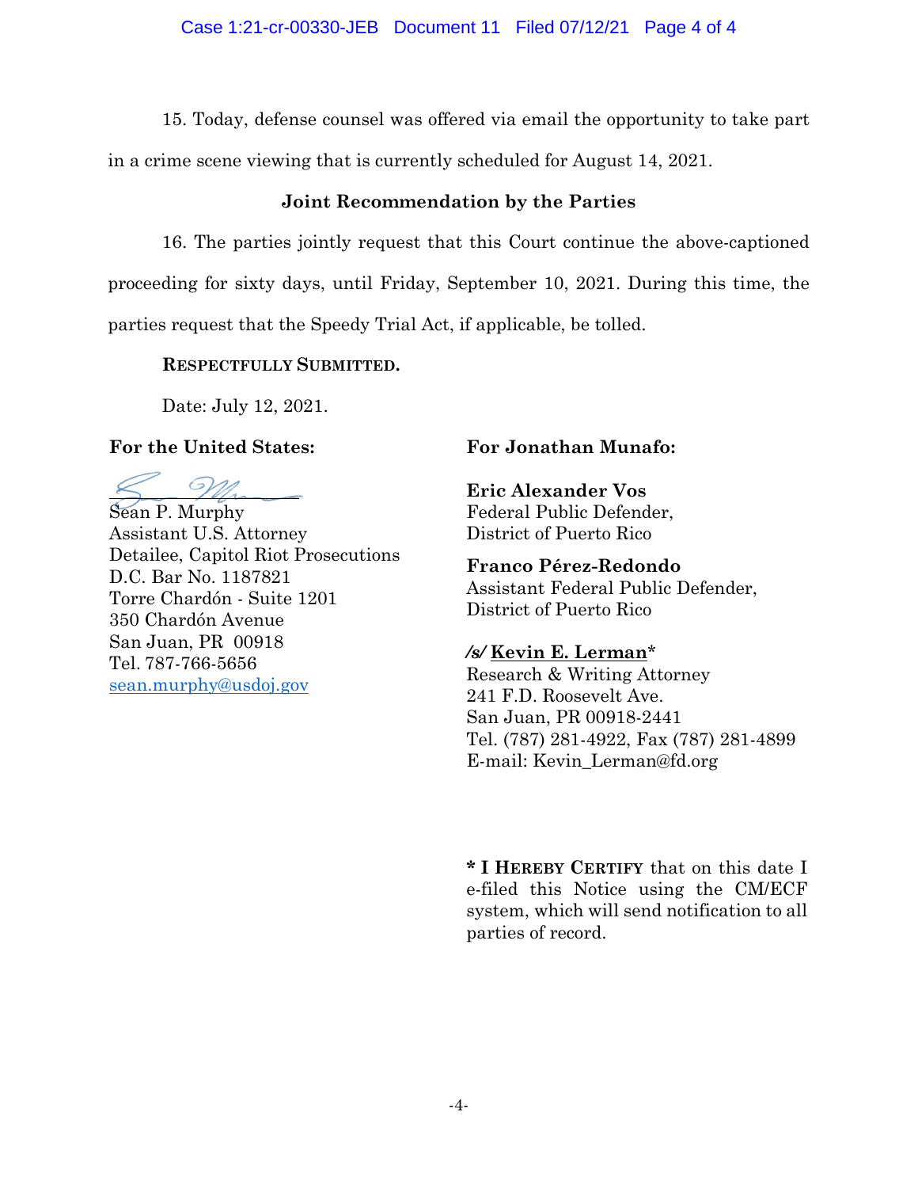15. Today, defense counsel was offered via email the opportunity to take part in a crime scene viewing that is currently scheduled for August 14, 2021.

## Joint Recommendation by the Parties

16. The parties jointly request that this Court continue the above-captioned proceeding for sixty days, until Friday, September 10, 2021. During this time, the parties request that the Speedy Trial Act, if applicable, be tolled.

**RESPECTFULLY SUBMITTED.**

Date: July 12, 2021.

**For the United States:**

Sean P. Murphy
Assistant U.S. Attorney
Detailee, Capitol Riot Prosecutions
D.C. Bar No. 1187821
Torre Chardón - Suite 1201
350 Chardón Avenue
San Juan, PR 00918
Tel. 787-766-5656
sean.murphy@usdoj.gov

**For Jonathan Munafo:**

**Eric Alexander Vos**
Federal Public Defender,
District of Puerto Rico

**Franco Pérez-Redondo**
Assistant Federal Public Defender,
District of Puerto Rico

*/s/* **Kevin E. Lerman***
Research & Writing Attorney
241 F.D. Roosevelt Ave.
San Juan, PR 00918-2441
Tel. (787) 281-4922, Fax (787) 281-4899
E-mail: Kevin_Lerman@fd.org

**\* I HEREBY CERTIFY** that on this date I e-filed this Notice using the CM/ECF system, which will send notification to all parties of record.